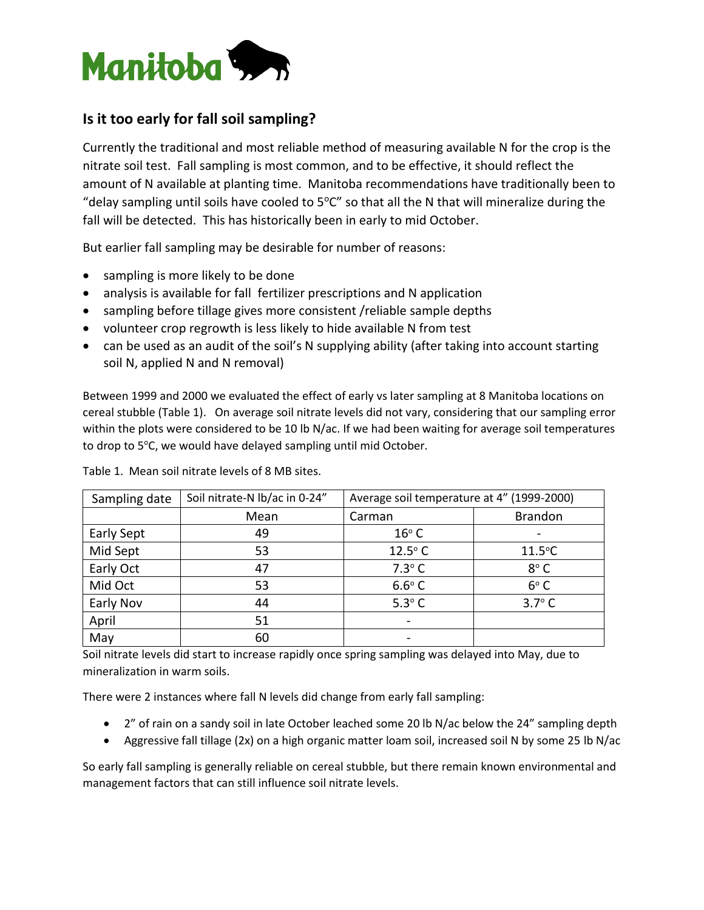Manitoba

## Is it too early for fall soil sampling?

Currently the traditional and most reliable method of measuring available N for the crop is the nitrate soil test. Fall sampling is most common, and to be effective, it should reflect the amount of N available at planting time. Manitoba recommendations have traditionally been to "delay sampling until soils have cooled to 5°C" so that all the N that will mineralize during the fall will be detected. This has historically been in early to mid October.

But earlier fall sampling may be desirable for number of reasons:

- sampling is more likely to be done
- analysis is available for fall fertilizer prescriptions and N application
- sampling before tillage gives more consistent /reliable sample depths
- volunteer crop regrowth is less likely to hide available N from test
- can be used as an audit of the soil's N supplying ability (after taking into account starting soil N, applied N and N removal)

Between 1999 and 2000 we evaluated the effect of early vs later sampling at 8 Manitoba locations on cereal stubble (Table 1). On average soil nitrate levels did not vary, considering that our sampling error within the plots were considered to be 10 lb N/ac. If we had been waiting for average soil temperatures to drop to 5°C, we would have delayed sampling until mid October.

Table 1. Mean soil nitrate levels of 8 MB sites.

| Sampling date | Soil nitrate-N lb/ac in 0-24" | Average soil temperature at 4" (1999-2000) | |
|---|---|---|---|
| | Mean | Carman | Brandon |
| Early Sept | 49 | 16° C | - |
| Mid Sept | 53 | 12.5° C | 11.5°C |
| Early Oct | 47 | 7.3° C | 8° C |
| Mid Oct | 53 | 6.6° C | 6° C |
| Early Nov | 44 | 5.3° C | 3.7° C |
| April | 51 | - | |
| May | 60 | - | |

Soil nitrate levels did start to increase rapidly once spring sampling was delayed into May, due to mineralization in warm soils.

There were 2 instances where fall N levels did change from early fall sampling:

- 2" of rain on a sandy soil in late October leached some 20 lb N/ac below the 24" sampling depth
- Aggressive fall tillage (2x) on a high organic matter loam soil, increased soil N by some 25 lb N/ac

So early fall sampling is generally reliable on cereal stubble, but there remain known environmental and management factors that can still influence soil nitrate levels.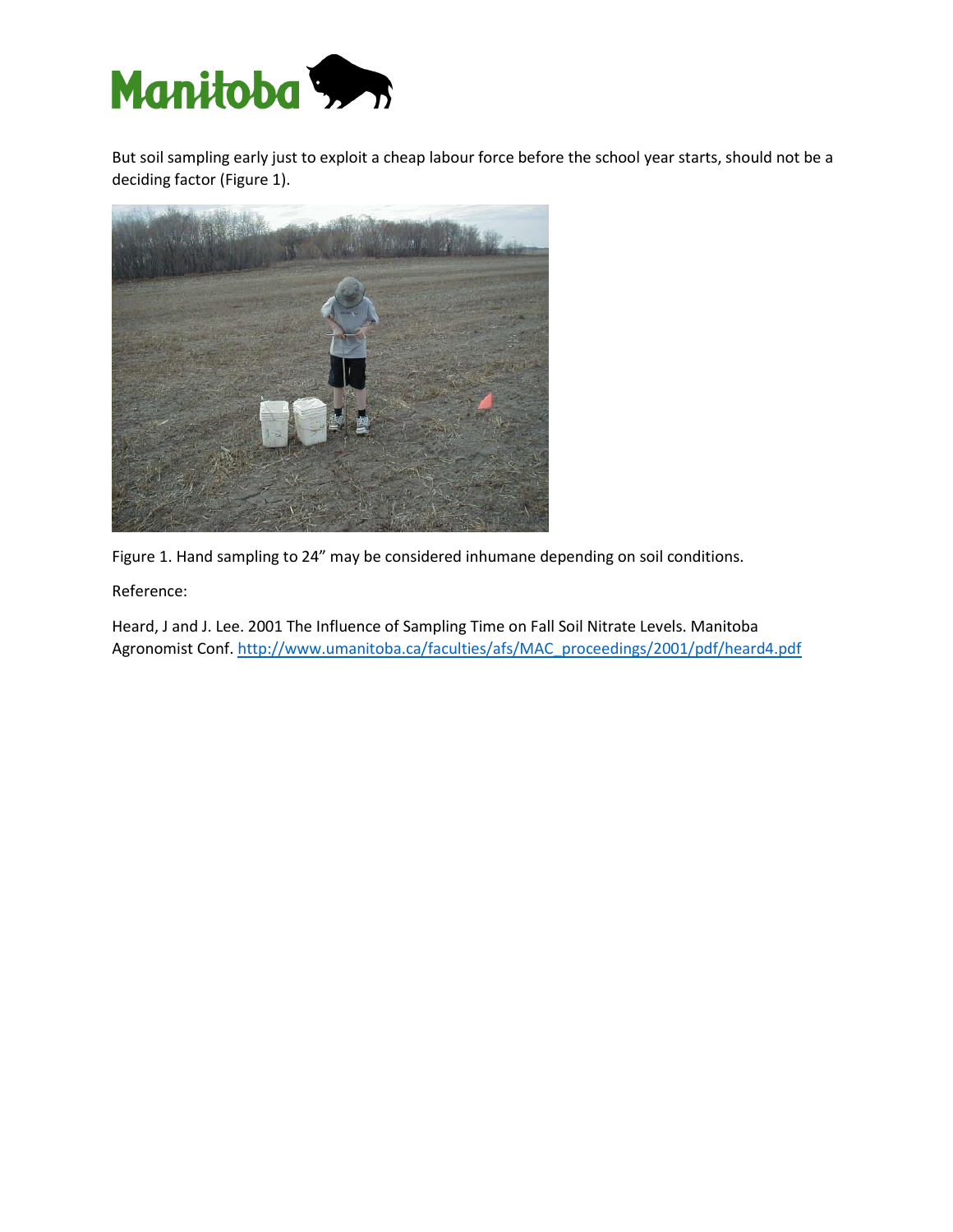But soil sampling early just to exploit a cheap labour force before the school year starts, should not be a deciding factor (Figure 1).

Figure 1. Hand sampling to 24” may be considered inhumane depending on soil conditions.

Reference:

Heard, J and J. Lee. 2001 The Influence of Sampling Time on Fall Soil Nitrate Levels. Manitoba Agronomist Conf. http://www.umanitoba.ca/faculties/afs/MAC_proceedings/2001/pdf/heard4.pdf